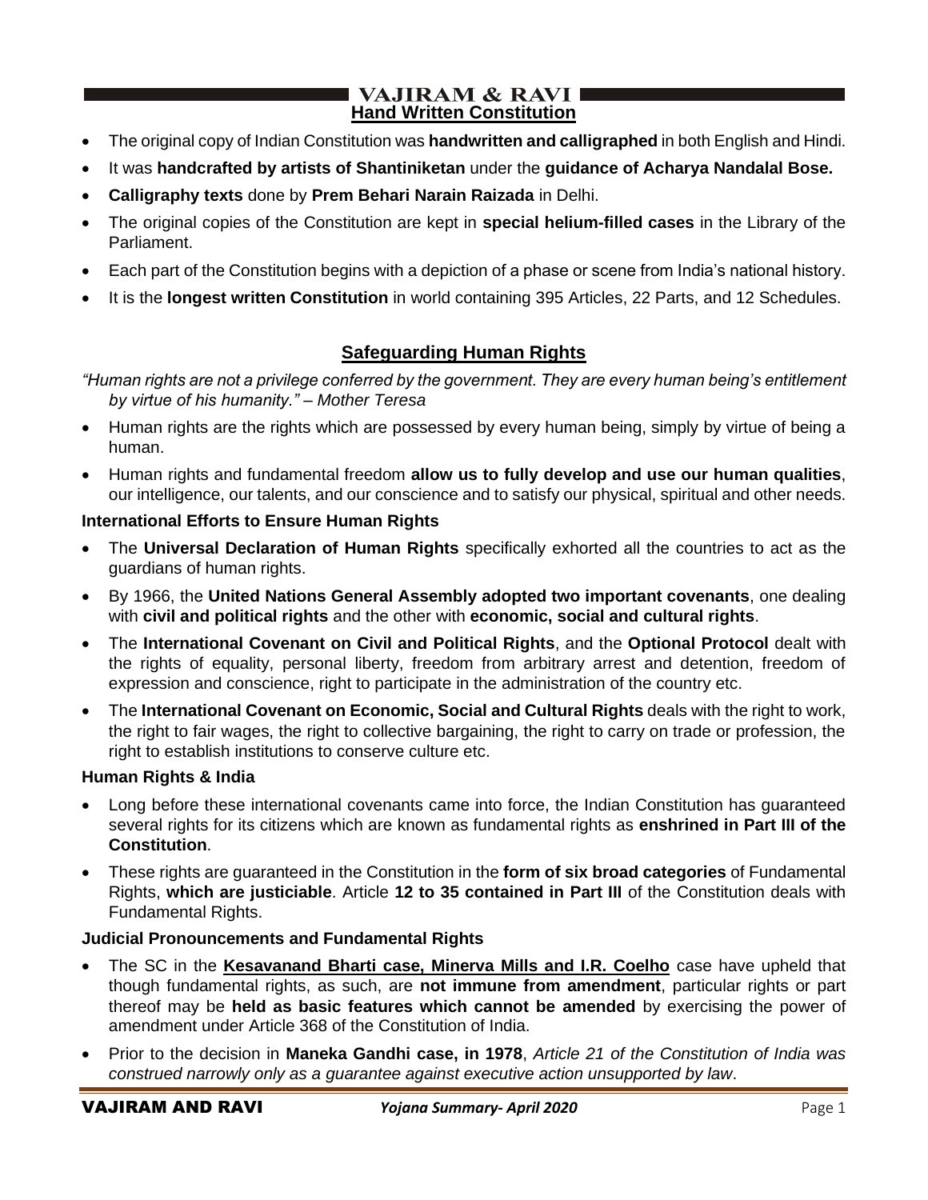## Hand Written Constitution

- The original copy of Indian Constitution was **handwritten and calligraphed** in both English and Hindi.
- It was **handcrafted by artists of Shantiniketan** under the **guidance of Acharya Nandalal Bose.**
- **Calligraphy texts** done by **Prem Behari Narain Raizada** in Delhi.
- The original copies of the Constitution are kept in **special helium-filled cases** in the Library of the Parliament.
- Each part of the Constitution begins with a depiction of a phase or scene from India's national history.
- It is the **longest written Constitution** in world containing 395 Articles, 22 Parts, and 12 Schedules.

## Safeguarding Human Rights

*"Human rights are not a privilege conferred by the government. They are every human being's entitlement by virtue of his humanity." – Mother Teresa*

- Human rights are the rights which are possessed by every human being, simply by virtue of being a human.
- Human rights and fundamental freedom **allow us to fully develop and use our human qualities**, our intelligence, our talents, and our conscience and to satisfy our physical, spiritual and other needs.

### International Efforts to Ensure Human Rights

- The **Universal Declaration of Human Rights** specifically exhorted all the countries to act as the guardians of human rights.
- By 1966, the **United Nations General Assembly adopted two important covenants**, one dealing with **civil and political rights** and the other with **economic, social and cultural rights**.
- The **International Covenant on Civil and Political Rights**, and the **Optional Protocol** dealt with the rights of equality, personal liberty, freedom from arbitrary arrest and detention, freedom of expression and conscience, right to participate in the administration of the country etc.
- The **International Covenant on Economic, Social and Cultural Rights** deals with the right to work, the right to fair wages, the right to collective bargaining, the right to carry on trade or profession, the right to establish institutions to conserve culture etc.

### Human Rights & India

- Long before these international covenants came into force, the Indian Constitution has guaranteed several rights for its citizens which are known as fundamental rights as **enshrined in Part III of the Constitution**.
- These rights are guaranteed in the Constitution in the **form of six broad categories** of Fundamental Rights, **which are justiciable**. Article **12 to 35 contained in Part III** of the Constitution deals with Fundamental Rights.

### Judicial Pronouncements and Fundamental Rights

- The SC in the **Kesavanand Bharti case, Minerva Mills and I.R. Coelho** case have upheld that though fundamental rights, as such, are **not immune from amendment**, particular rights or part thereof may be **held as basic features which cannot be amended** by exercising the power of amendment under Article 368 of the Constitution of India.
- Prior to the decision in **Maneka Gandhi case, in 1978**, *Article 21 of the Constitution of India was construed narrowly only as a guarantee against executive action unsupported by law*.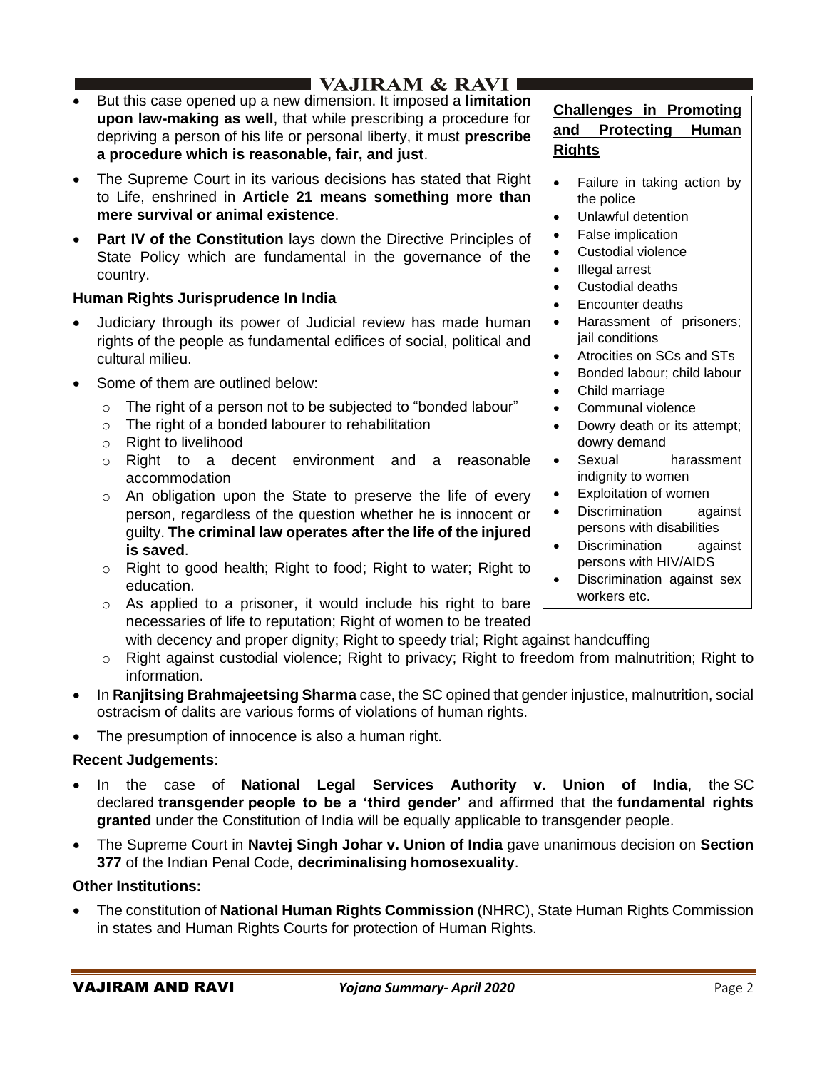- But this case opened up a new dimension. It imposed a **limitation upon law-making as well**, that while prescribing a procedure for depriving a person of his life or personal liberty, it must **prescribe a procedure which is reasonable, fair, and just**.
- The Supreme Court in its various decisions has stated that Right to Life, enshrined in **Article 21 means something more than mere survival or animal existence**.
- **Part IV of the Constitution** lays down the Directive Principles of State Policy which are fundamental in the governance of the country.

**Human Rights Jurisprudence In India**

- Judiciary through its power of Judicial review has made human rights of the people as fundamental edifices of social, political and cultural milieu.
- Some of them are outlined below:
  - The right of a person not to be subjected to "bonded labour"
  - The right of a bonded labourer to rehabilitation
  - Right to livelihood
  - Right to a decent environment and a reasonable accommodation
  - An obligation upon the State to preserve the life of every person, regardless of the question whether he is innocent or guilty. **The criminal law operates after the life of the injured is saved**.
  - Right to good health; Right to food; Right to water; Right to education.
  - As applied to a prisoner, it would include his right to bare necessaries of life to reputation; Right of women to be treated with decency and proper dignity; Right to speedy trial; Right against handcuffing
  - Right against custodial violence; Right to privacy; Right to freedom from malnutrition; Right to information.
- In **Ranjitsing Brahmajeetsing Sharma** case, the SC opined that gender injustice, malnutrition, social ostracism of dalits are various forms of violations of human rights.
- The presumption of innocence is also a human right.

**Challenges in Promoting and Protecting Human Rights**

- Failure in taking action by the police
- Unlawful detention
- False implication
- Custodial violence
- Illegal arrest
- Custodial deaths
- Encounter deaths
- Harassment of prisoners; jail conditions
- Atrocities on SCs and STs
- Bonded labour; child labour
- Child marriage
- Communal violence
- Dowry death or its attempt; dowry demand
- Sexual harassment indignity to women
- Exploitation of women
- Discrimination against persons with disabilities
- Discrimination against persons with HIV/AIDS
- Discrimination against sex workers etc.

**Recent Judgements**:

- In the case of **National Legal Services Authority v. Union of India**, the SC declared **transgender people to be a 'third gender'** and affirmed that the **fundamental rights granted** under the Constitution of India will be equally applicable to transgender people.
- The Supreme Court in **Navtej Singh Johar v. Union of India** gave unanimous decision on **Section 377** of the Indian Penal Code, **decriminalising homosexuality**.

**Other Institutions:**

- The constitution of **National Human Rights Commission** (NHRC), State Human Rights Commission in states and Human Rights Courts for protection of Human Rights.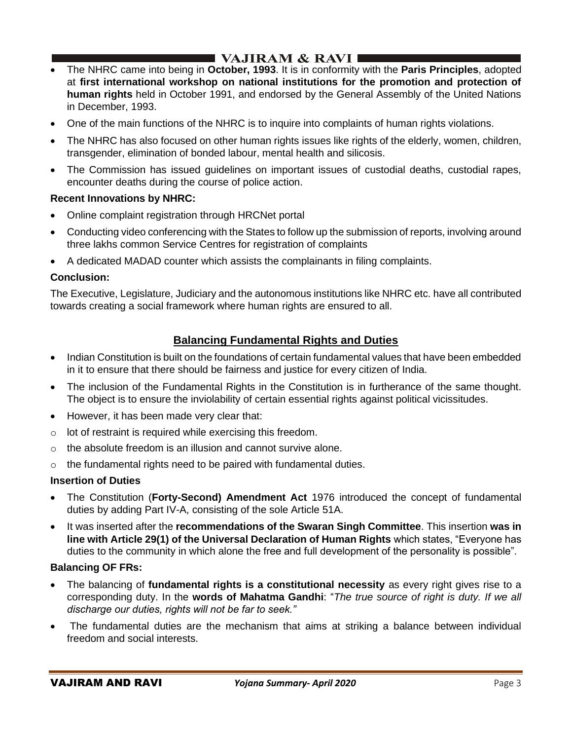- The NHRC came into being in **October, 1993**. It is in conformity with the **Paris Principles**, adopted at **first international workshop on national institutions for the promotion and protection of human rights** held in October 1991, and endorsed by the General Assembly of the United Nations in December, 1993.
- One of the main functions of the NHRC is to inquire into complaints of human rights violations.
- The NHRC has also focused on other human rights issues like rights of the elderly, women, children, transgender, elimination of bonded labour, mental health and silicosis.
- The Commission has issued guidelines on important issues of custodial deaths, custodial rapes, encounter deaths during the course of police action.

**Recent Innovations by NHRC:**

- Online complaint registration through HRCNet portal
- Conducting video conferencing with the States to follow up the submission of reports, involving around three lakhs common Service Centres for registration of complaints
- A dedicated MADAD counter which assists the complainants in filing complaints.

**Conclusion:**

The Executive, Legislature, Judiciary and the autonomous institutions like NHRC etc. have all contributed towards creating a social framework where human rights are ensured to all.

## Balancing Fundamental Rights and Duties

- Indian Constitution is built on the foundations of certain fundamental values that have been embedded in it to ensure that there should be fairness and justice for every citizen of India.
- The inclusion of the Fundamental Rights in the Constitution is in furtherance of the same thought. The object is to ensure the inviolability of certain essential rights against political vicissitudes.
- However, it has been made very clear that:
  - lot of restraint is required while exercising this freedom.
  - the absolute freedom is an illusion and cannot survive alone.
  - the fundamental rights need to be paired with fundamental duties.

**Insertion of Duties**

- The Constitution (**Forty-Second) Amendment Act** 1976 introduced the concept of fundamental duties by adding Part IV-A, consisting of the sole Article 51A.
- It was inserted after the **recommendations of the Swaran Singh Committee**. This insertion **was in line with Article 29(1) of the Universal Declaration of Human Rights** which states, "Everyone has duties to the community in which alone the free and full development of the personality is possible".

**Balancing OF FRs:**

- The balancing of **fundamental rights is a constitutional necessity** as every right gives rise to a corresponding duty. In the **words of Mahatma Gandhi**: "*The true source of right is duty. If we all discharge our duties, rights will not be far to seek.*"
- The fundamental duties are the mechanism that aims at striking a balance between individual freedom and social interests.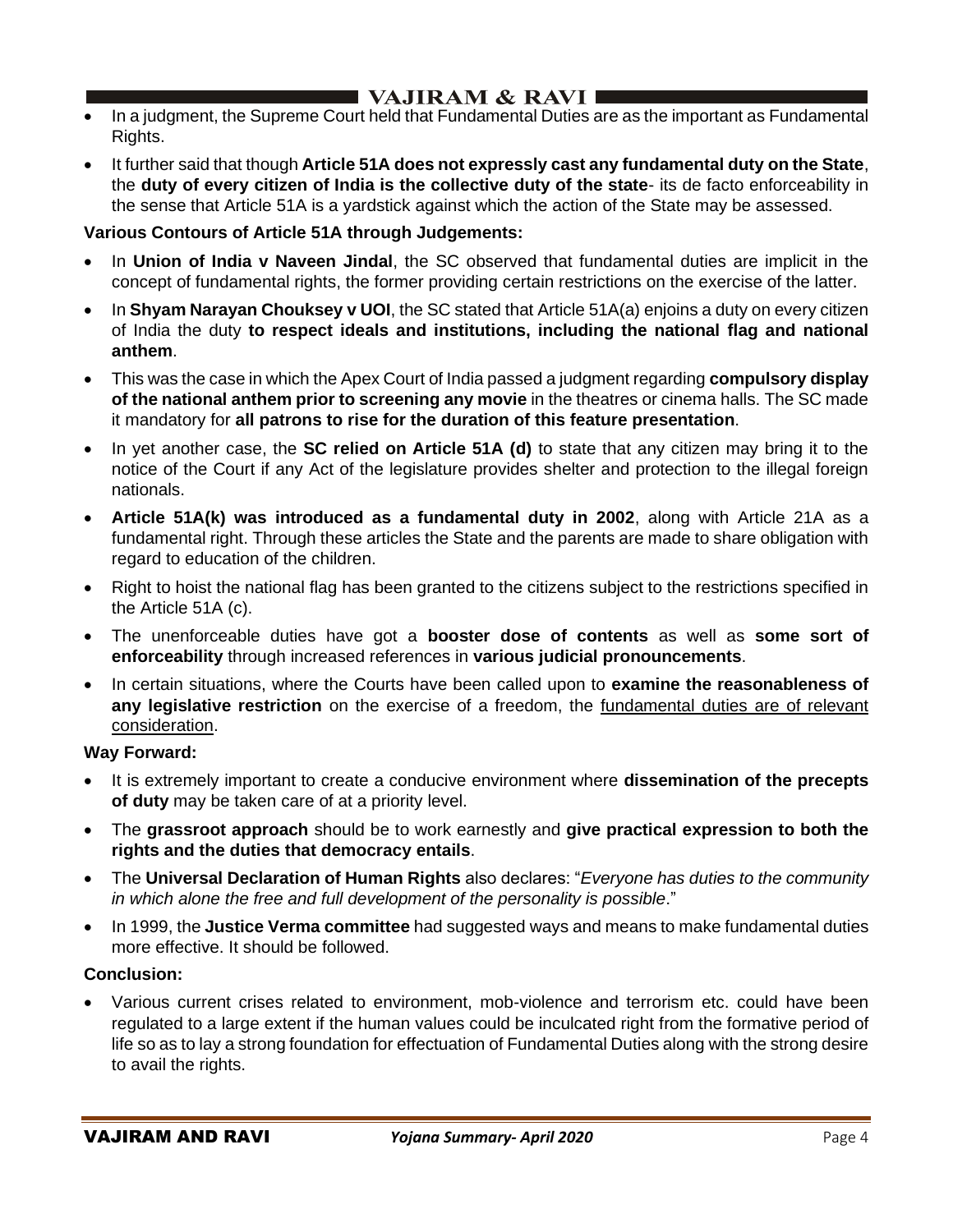- In a judgment, the Supreme Court held that Fundamental Duties are as the important as Fundamental Rights.
- It further said that though **Article 51A does not expressly cast any fundamental duty on the State**, the **duty of every citizen of India is the collective duty of the state**- its de facto enforceability in the sense that Article 51A is a yardstick against which the action of the State may be assessed.

**Various Contours of Article 51A through Judgements:**

- In **Union of India v Naveen Jindal**, the SC observed that fundamental duties are implicit in the concept of fundamental rights, the former providing certain restrictions on the exercise of the latter.
- In **Shyam Narayan Chouksey v UOI**, the SC stated that Article 51A(a) enjoins a duty on every citizen of India the duty **to respect ideals and institutions, including the national flag and national anthem**.
- This was the case in which the Apex Court of India passed a judgment regarding **compulsory display of the national anthem prior to screening any movie** in the theatres or cinema halls. The SC made it mandatory for **all patrons to rise for the duration of this feature presentation**.
- In yet another case, the **SC relied on Article 51A (d)** to state that any citizen may bring it to the notice of the Court if any Act of the legislature provides shelter and protection to the illegal foreign nationals.
- **Article 51A(k) was introduced as a fundamental duty in 2002**, along with Article 21A as a fundamental right. Through these articles the State and the parents are made to share obligation with regard to education of the children.
- Right to hoist the national flag has been granted to the citizens subject to the restrictions specified in the Article 51A (c).
- The unenforceable duties have got a **booster dose of contents** as well as **some sort of enforceability** through increased references in **various judicial pronouncements**.
- In certain situations, where the Courts have been called upon to **examine the reasonableness of any legislative restriction** on the exercise of a freedom, the <u>fundamental duties are of relevant consideration</u>.

**Way Forward:**

- It is extremely important to create a conducive environment where **dissemination of the precepts of duty** may be taken care of at a priority level.
- The **grassroot approach** should be to work earnestly and **give practical expression to both the rights and the duties that democracy entails**.
- The **Universal Declaration of Human Rights** also declares: "*Everyone has duties to the community in which alone the free and full development of the personality is possible*."
- In 1999, the **Justice Verma committee** had suggested ways and means to make fundamental duties more effective. It should be followed.

**Conclusion:**

- Various current crises related to environment, mob-violence and terrorism etc. could have been regulated to a large extent if the human values could be inculcated right from the formative period of life so as to lay a strong foundation for effectuation of Fundamental Duties along with the strong desire to avail the rights.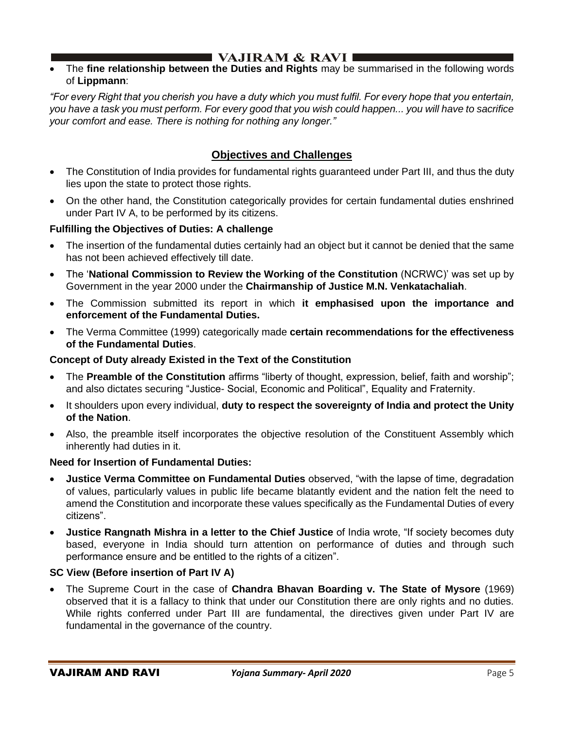- The **fine relationship between the Duties and Rights** may be summarised in the following words of **Lippmann**:

*"For every Right that you cherish you have a duty which you must fulfil. For every hope that you entertain, you have a task you must perform. For every good that you wish could happen... you will have to sacrifice your comfort and ease. There is nothing for nothing any longer."*

## Objectives and Challenges

- The Constitution of India provides for fundamental rights guaranteed under Part III, and thus the duty lies upon the state to protect those rights.
- On the other hand, the Constitution categorically provides for certain fundamental duties enshrined under Part IV A, to be performed by its citizens.

### Fulfilling the Objectives of Duties: A challenge

- The insertion of the fundamental duties certainly had an object but it cannot be denied that the same has not been achieved effectively till date.
- The '**National Commission to Review the Working of the Constitution** (NCRWC)' was set up by Government in the year 2000 under the **Chairmanship of Justice M.N. Venkatachaliah**.
- The Commission submitted its report in which **it emphasised upon the importance and enforcement of the Fundamental Duties.**
- The Verma Committee (1999) categorically made **certain recommendations for the effectiveness of the Fundamental Duties**.

### Concept of Duty already Existed in the Text of the Constitution

- The **Preamble of the Constitution** affirms "liberty of thought, expression, belief, faith and worship"; and also dictates securing "Justice- Social, Economic and Political", Equality and Fraternity.
- It shoulders upon every individual, **duty to respect the sovereignty of India and protect the Unity of the Nation**.
- Also, the preamble itself incorporates the objective resolution of the Constituent Assembly which inherently had duties in it.

### Need for Insertion of Fundamental Duties:

- **Justice Verma Committee on Fundamental Duties** observed, "with the lapse of time, degradation of values, particularly values in public life became blatantly evident and the nation felt the need to amend the Constitution and incorporate these values specifically as the Fundamental Duties of every citizens".
- **Justice Rangnath Mishra in a letter to the Chief Justice** of India wrote, "If society becomes duty based, everyone in India should turn attention on performance of duties and through such performance ensure and be entitled to the rights of a citizen".

### SC View (Before insertion of Part IV A)

- The Supreme Court in the case of **Chandra Bhavan Boarding v. The State of Mysore** (1969) observed that it is a fallacy to think that under our Constitution there are only rights and no duties. While rights conferred under Part III are fundamental, the directives given under Part IV are fundamental in the governance of the country.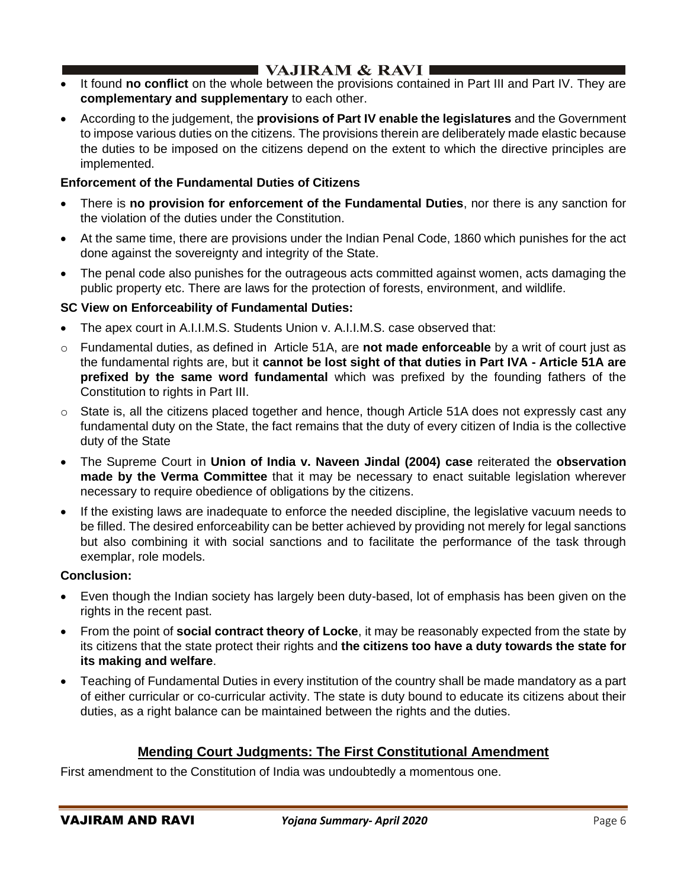- It found **no conflict** on the whole between the provisions contained in Part III and Part IV. They are **complementary and supplementary** to each other.
- According to the judgement, the **provisions of Part IV enable the legislatures** and the Government to impose various duties on the citizens. The provisions therein are deliberately made elastic because the duties to be imposed on the citizens depend on the extent to which the directive principles are implemented.

**Enforcement of the Fundamental Duties of Citizens**

- There is **no provision for enforcement of the Fundamental Duties**, nor there is any sanction for the violation of the duties under the Constitution.
- At the same time, there are provisions under the Indian Penal Code, 1860 which punishes for the act done against the sovereignty and integrity of the State.
- The penal code also punishes for the outrageous acts committed against women, acts damaging the public property etc. There are laws for the protection of forests, environment, and wildlife.

**SC View on Enforceability of Fundamental Duties:**

- The apex court in A.I.I.M.S. Students Union v. A.I.I.M.S. case observed that:
  - Fundamental duties, as defined in Article 51A, are **not made enforceable** by a writ of court just as the fundamental rights are, but it **cannot be lost sight of that duties in Part IVA - Article 51A are prefixed by the same word fundamental** which was prefixed by the founding fathers of the Constitution to rights in Part III.
  - State is, all the citizens placed together and hence, though Article 51A does not expressly cast any fundamental duty on the State, the fact remains that the duty of every citizen of India is the collective duty of the State
- The Supreme Court in **Union of India v. Naveen Jindal (2004) case** reiterated the **observation made by the Verma Committee** that it may be necessary to enact suitable legislation wherever necessary to require obedience of obligations by the citizens.
- If the existing laws are inadequate to enforce the needed discipline, the legislative vacuum needs to be filled. The desired enforceability can be better achieved by providing not merely for legal sanctions but also combining it with social sanctions and to facilitate the performance of the task through exemplar, role models.

**Conclusion:**

- Even though the Indian society has largely been duty-based, lot of emphasis has been given on the rights in the recent past.
- From the point of **social contract theory of Locke**, it may be reasonably expected from the state by its citizens that the state protect their rights and **the citizens too have a duty towards the state for its making and welfare**.
- Teaching of Fundamental Duties in every institution of the country shall be made mandatory as a part of either curricular or co-curricular activity. The state is duty bound to educate its citizens about their duties, as a right balance can be maintained between the rights and the duties.

## Mending Court Judgments: The First Constitutional Amendment

First amendment to the Constitution of India was undoubtedly a momentous one.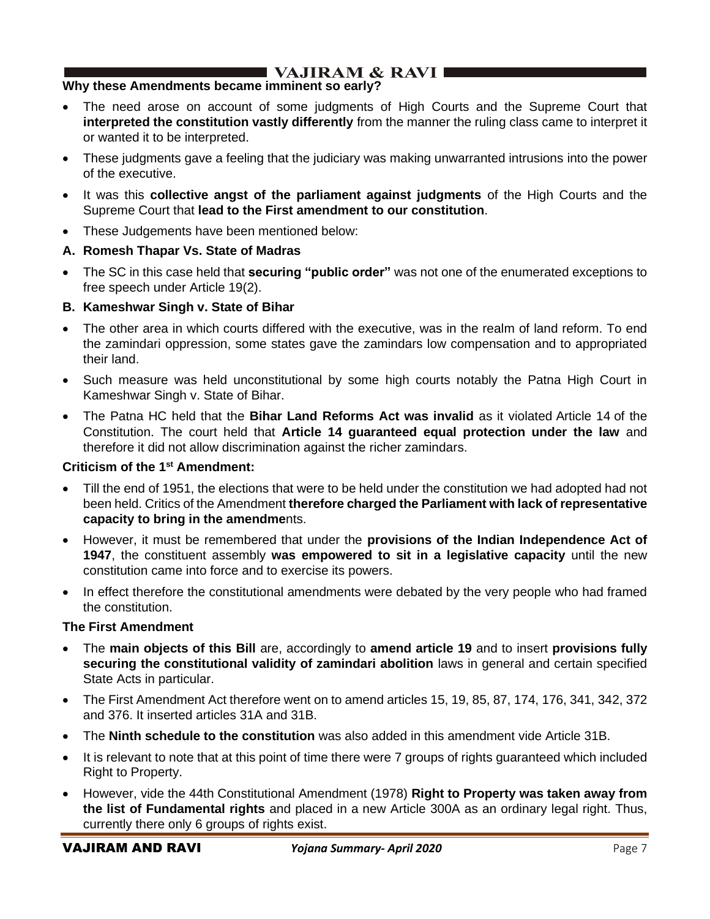**Why these Amendments became imminent so early?**

- The need arose on account of some judgments of High Courts and the Supreme Court that **interpreted the constitution vastly differently** from the manner the ruling class came to interpret it or wanted it to be interpreted.
- These judgments gave a feeling that the judiciary was making unwarranted intrusions into the power of the executive.
- It was this **collective angst of the parliament against judgments** of the High Courts and the Supreme Court that **lead to the First amendment to our constitution**.
- These Judgements have been mentioned below:

**A. Romesh Thapar Vs. State of Madras**

- The SC in this case held that **securing "public order"** was not one of the enumerated exceptions to free speech under Article 19(2).

**B. Kameshwar Singh v. State of Bihar**

- The other area in which courts differed with the executive, was in the realm of land reform. To end the zamindari oppression, some states gave the zamindars low compensation and to appropriated their land.
- Such measure was held unconstitutional by some high courts notably the Patna High Court in Kameshwar Singh v. State of Bihar.
- The Patna HC held that the **Bihar Land Reforms Act was invalid** as it violated Article 14 of the Constitution. The court held that **Article 14 guaranteed equal protection under the law** and therefore it did not allow discrimination against the richer zamindars.

**Criticism of the 1st Amendment:**

- Till the end of 1951, the elections that were to be held under the constitution we had adopted had not been held. Critics of the Amendment **therefore charged the Parliament with lack of representative capacity to bring in the amendme**nts.
- However, it must be remembered that under the **provisions of the Indian Independence Act of 1947**, the constituent assembly **was empowered to sit in a legislative capacity** until the new constitution came into force and to exercise its powers.
- In effect therefore the constitutional amendments were debated by the very people who had framed the constitution.

**The First Amendment**

- The **main objects of this Bill** are, accordingly to **amend article 19** and to insert **provisions fully securing the constitutional validity of zamindari abolition** laws in general and certain specified State Acts in particular.
- The First Amendment Act therefore went on to amend articles 15, 19, 85, 87, 174, 176, 341, 342, 372 and 376. It inserted articles 31A and 31B.
- The **Ninth schedule to the constitution** was also added in this amendment vide Article 31B.
- It is relevant to note that at this point of time there were 7 groups of rights guaranteed which included Right to Property.
- However, vide the 44th Constitutional Amendment (1978) **Right to Property was taken away from the list of Fundamental rights** and placed in a new Article 300A as an ordinary legal right. Thus, currently there only 6 groups of rights exist.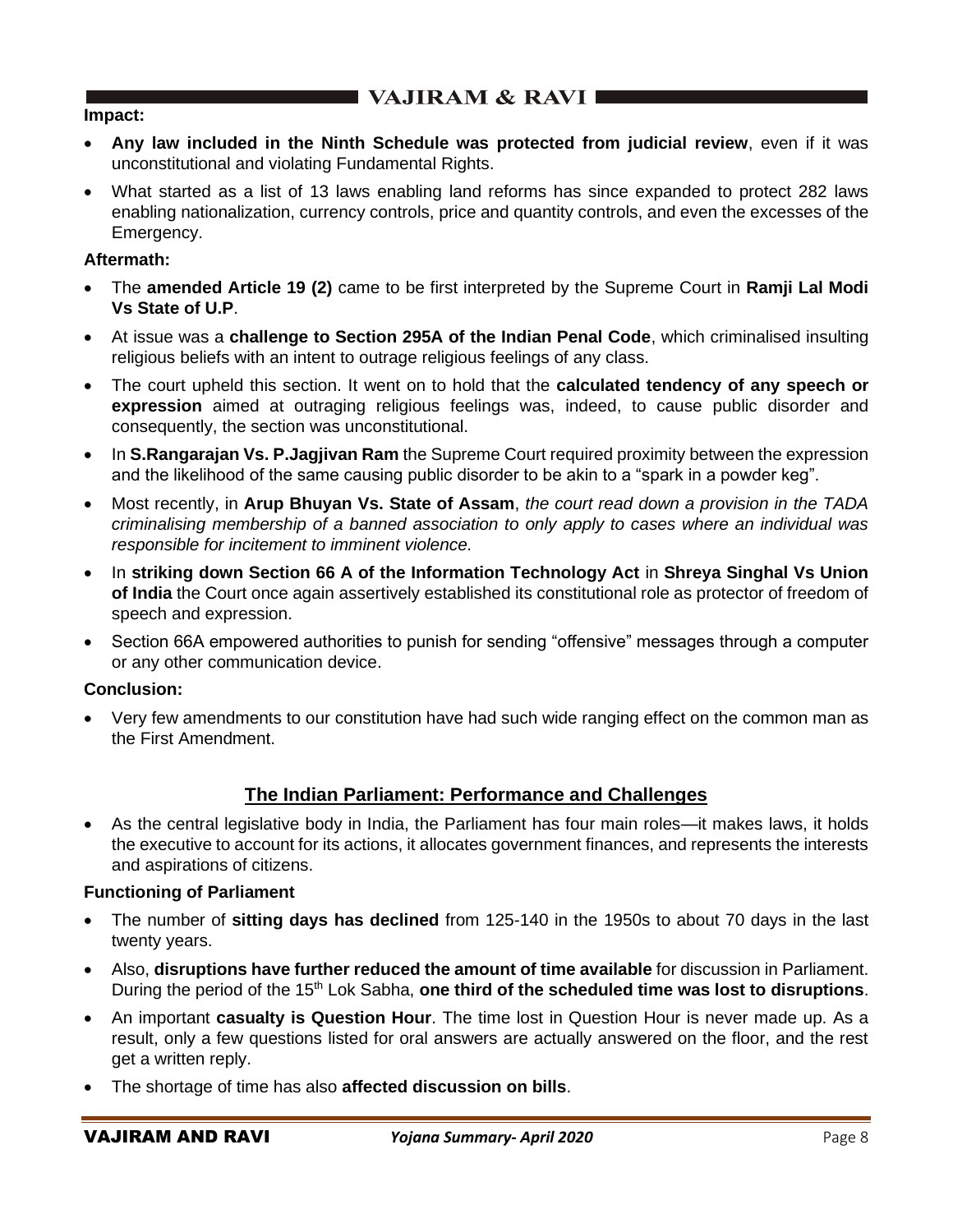**Impact:**

- **Any law included in the Ninth Schedule was protected from judicial review**, even if it was unconstitutional and violating Fundamental Rights.
- What started as a list of 13 laws enabling land reforms has since expanded to protect 282 laws enabling nationalization, currency controls, price and quantity controls, and even the excesses of the Emergency.

**Aftermath:**

- The **amended Article 19 (2)** came to be first interpreted by the Supreme Court in **Ramji Lal Modi Vs State of U.P**.
- At issue was a **challenge to Section 295A of the Indian Penal Code**, which criminalised insulting religious beliefs with an intent to outrage religious feelings of any class.
- The court upheld this section. It went on to hold that the **calculated tendency of any speech or expression** aimed at outraging religious feelings was, indeed, to cause public disorder and consequently, the section was unconstitutional.
- In **S.Rangarajan Vs. P.Jagjivan Ram** the Supreme Court required proximity between the expression and the likelihood of the same causing public disorder to be akin to a "spark in a powder keg".
- Most recently, in **Arup Bhuyan Vs. State of Assam**, *the court read down a provision in the TADA criminalising membership of a banned association to only apply to cases where an individual was responsible for incitement to imminent violence.*
- In **striking down Section 66 A of the Information Technology Act** in **Shreya Singhal Vs Union of India** the Court once again assertively established its constitutional role as protector of freedom of speech and expression.
- Section 66A empowered authorities to punish for sending "offensive" messages through a computer or any other communication device.

**Conclusion:**

- Very few amendments to our constitution have had such wide ranging effect on the common man as the First Amendment.

## The Indian Parliament: Performance and Challenges

- As the central legislative body in India, the Parliament has four main roles—it makes laws, it holds the executive to account for its actions, it allocates government finances, and represents the interests and aspirations of citizens.

**Functioning of Parliament**

- The number of **sitting days has declined** from 125-140 in the 1950s to about 70 days in the last twenty years.
- Also, **disruptions have further reduced the amount of time available** for discussion in Parliament. During the period of the 15th Lok Sabha, **one third of the scheduled time was lost to disruptions**.
- An important **casualty is Question Hour**. The time lost in Question Hour is never made up. As a result, only a few questions listed for oral answers are actually answered on the floor, and the rest get a written reply.
- The shortage of time has also **affected discussion on bills**.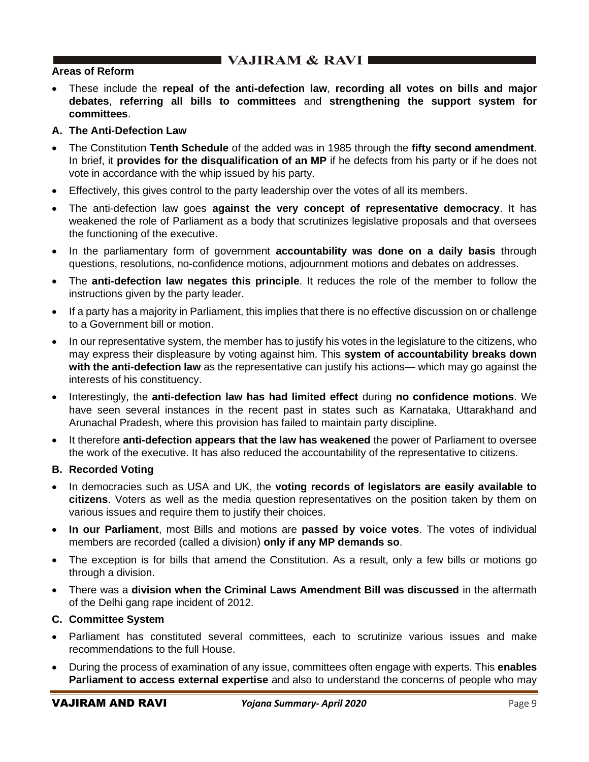**Areas of Reform**

- These include the **repeal of the anti-defection law**, **recording all votes on bills and major debates**, **referring all bills to committees** and **strengthening the support system for committees**.

**A. The Anti-Defection Law**

- The Constitution **Tenth Schedule** of the added was in 1985 through the **fifty second amendment**. In brief, it **provides for the disqualification of an MP** if he defects from his party or if he does not vote in accordance with the whip issued by his party.
- Effectively, this gives control to the party leadership over the votes of all its members.
- The anti-defection law goes **against the very concept of representative democracy**. It has weakened the role of Parliament as a body that scrutinizes legislative proposals and that oversees the functioning of the executive.
- In the parliamentary form of government **accountability was done on a daily basis** through questions, resolutions, no-confidence motions, adjournment motions and debates on addresses.
- The **anti-defection law negates this principle**. It reduces the role of the member to follow the instructions given by the party leader.
- If a party has a majority in Parliament, this implies that there is no effective discussion on or challenge to a Government bill or motion.
- In our representative system, the member has to justify his votes in the legislature to the citizens, who may express their displeasure by voting against him. This **system of accountability breaks down with the anti-defection law** as the representative can justify his actions— which may go against the interests of his constituency.
- Interestingly, the **anti-defection law has had limited effect** during **no confidence motions**. We have seen several instances in the recent past in states such as Karnataka, Uttarakhand and Arunachal Pradesh, where this provision has failed to maintain party discipline.
- It therefore **anti-defection appears that the law has weakened** the power of Parliament to oversee the work of the executive. It has also reduced the accountability of the representative to citizens.

**B. Recorded Voting**

- In democracies such as USA and UK, the **voting records of legislators are easily available to citizens**. Voters as well as the media question representatives on the position taken by them on various issues and require them to justify their choices.
- **In our Parliament**, most Bills and motions are **passed by voice votes**. The votes of individual members are recorded (called a division) **only if any MP demands so**.
- The exception is for bills that amend the Constitution. As a result, only a few bills or motions go through a division.
- There was a **division when the Criminal Laws Amendment Bill was discussed** in the aftermath of the Delhi gang rape incident of 2012.

**C. Committee System**

- Parliament has constituted several committees, each to scrutinize various issues and make recommendations to the full House.
- During the process of examination of any issue, committees often engage with experts. This **enables Parliament to access external expertise** and also to understand the concerns of people who may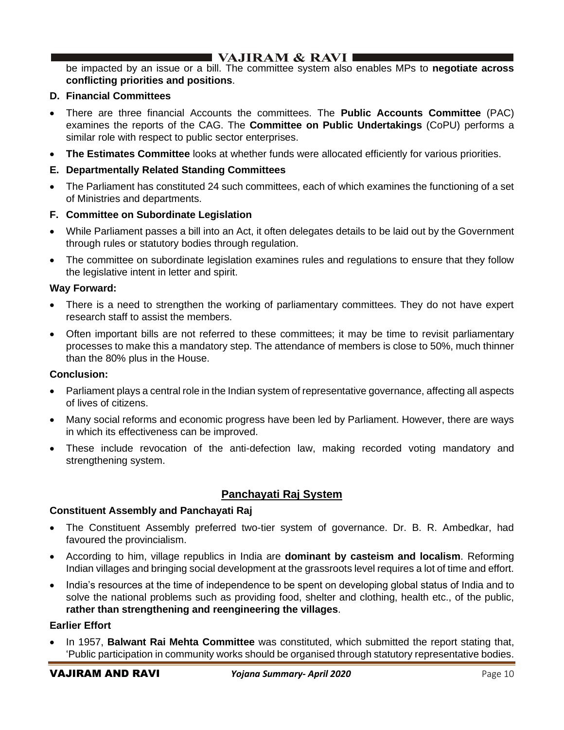be impacted by an issue or a bill. The committee system also enables MPs to **negotiate across conflicting priorities and positions**.

**D. Financial Committees**

- There are three financial Accounts the committees. The **Public Accounts Committee** (PAC) examines the reports of the CAG. The **Committee on Public Undertakings** (CoPU) performs a similar role with respect to public sector enterprises.
- **The Estimates Committee** looks at whether funds were allocated efficiently for various priorities.

**E. Departmentally Related Standing Committees**

- The Parliament has constituted 24 such committees, each of which examines the functioning of a set of Ministries and departments.

**F. Committee on Subordinate Legislation**

- While Parliament passes a bill into an Act, it often delegates details to be laid out by the Government through rules or statutory bodies through regulation.
- The committee on subordinate legislation examines rules and regulations to ensure that they follow the legislative intent in letter and spirit.

**Way Forward:**

- There is a need to strengthen the working of parliamentary committees. They do not have expert research staff to assist the members.
- Often important bills are not referred to these committees; it may be time to revisit parliamentary processes to make this a mandatory step. The attendance of members is close to 50%, much thinner than the 80% plus in the House.

**Conclusion:**

- Parliament plays a central role in the Indian system of representative governance, affecting all aspects of lives of citizens.
- Many social reforms and economic progress have been led by Parliament. However, there are ways in which its effectiveness can be improved.
- These include revocation of the anti-defection law, making recorded voting mandatory and strengthening system.

## Panchayati Raj System

**Constituent Assembly and Panchayati Raj**

- The Constituent Assembly preferred two-tier system of governance. Dr. B. R. Ambedkar, had favoured the provincialism.
- According to him, village republics in India are **dominant by casteism and localism**. Reforming Indian villages and bringing social development at the grassroots level requires a lot of time and effort.
- India's resources at the time of independence to be spent on developing global status of India and to solve the national problems such as providing food, shelter and clothing, health etc., of the public, **rather than strengthening and reengineering the villages**.

**Earlier Effort**

- In 1957, **Balwant Rai Mehta Committee** was constituted, which submitted the report stating that, 'Public participation in community works should be organised through statutory representative bodies.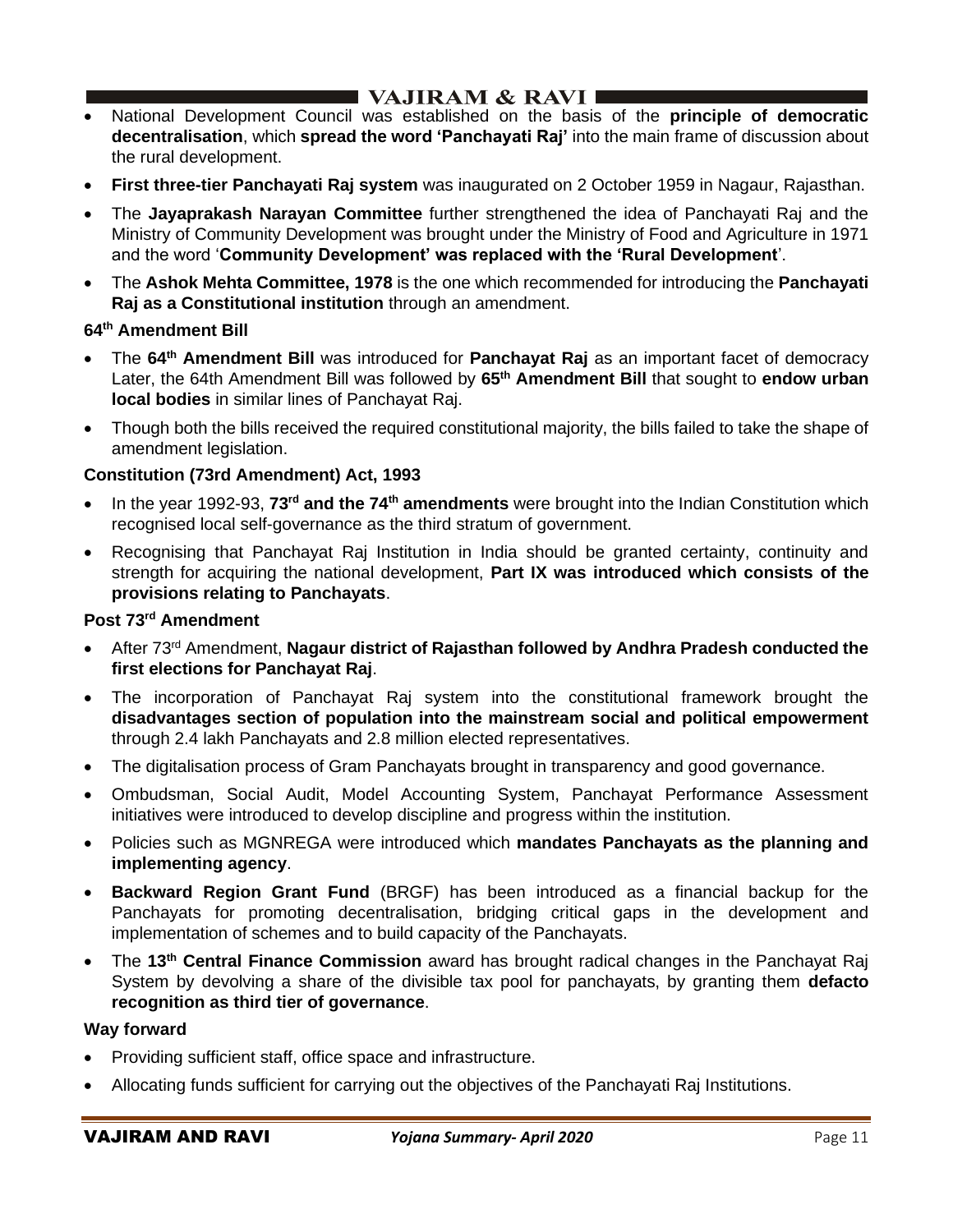- National Development Council was established on the basis of the **principle of democratic decentralisation**, which **spread the word 'Panchayati Raj'** into the main frame of discussion about the rural development.
- **First three-tier Panchayati Raj system** was inaugurated on 2 October 1959 in Nagaur, Rajasthan.
- The **Jayaprakash Narayan Committee** further strengthened the idea of Panchayati Raj and the Ministry of Community Development was brought under the Ministry of Food and Agriculture in 1971 and the word '**Community Development' was replaced with the 'Rural Development**'.
- The **Ashok Mehta Committee, 1978** is the one which recommended for introducing the **Panchayati Raj as a Constitutional institution** through an amendment.

### 64th Amendment Bill

- The **64th Amendment Bill** was introduced for **Panchayat Raj** as an important facet of democracy Later, the 64th Amendment Bill was followed by **65th Amendment Bill** that sought to **endow urban local bodies** in similar lines of Panchayat Raj.
- Though both the bills received the required constitutional majority, the bills failed to take the shape of amendment legislation.

### Constitution (73rd Amendment) Act, 1993

- In the year 1992-93, **73rd and the 74th amendments** were brought into the Indian Constitution which recognised local self-governance as the third stratum of government.
- Recognising that Panchayat Raj Institution in India should be granted certainty, continuity and strength for acquiring the national development, **Part IX was introduced which consists of the provisions relating to Panchayats**.

### Post 73rd Amendment

- After 73rd Amendment, **Nagaur district of Rajasthan followed by Andhra Pradesh conducted the first elections for Panchayat Raj**.
- The incorporation of Panchayat Raj system into the constitutional framework brought the **disadvantages section of population into the mainstream social and political empowerment** through 2.4 lakh Panchayats and 2.8 million elected representatives.
- The digitalisation process of Gram Panchayats brought in transparency and good governance.
- Ombudsman, Social Audit, Model Accounting System, Panchayat Performance Assessment initiatives were introduced to develop discipline and progress within the institution.
- Policies such as MGNREGA were introduced which **mandates Panchayats as the planning and implementing agency**.
- **Backward Region Grant Fund** (BRGF) has been introduced as a financial backup for the Panchayats for promoting decentralisation, bridging critical gaps in the development and implementation of schemes and to build capacity of the Panchayats.
- The **13th Central Finance Commission** award has brought radical changes in the Panchayat Raj System by devolving a share of the divisible tax pool for panchayats, by granting them **defacto recognition as third tier of governance**.

### Way forward

- Providing sufficient staff, office space and infrastructure.
- Allocating funds sufficient for carrying out the objectives of the Panchayati Raj Institutions.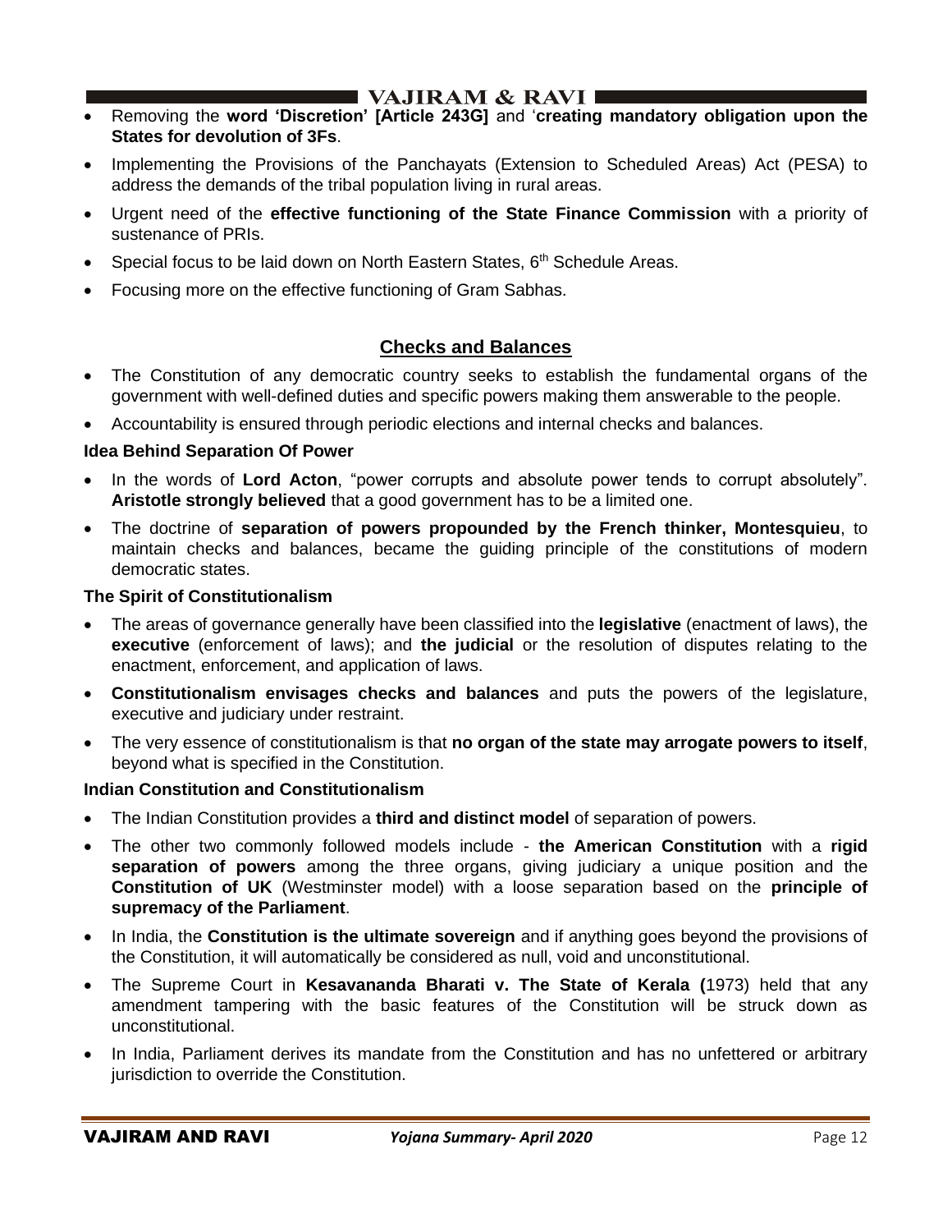- Removing the **word 'Discretion' [Article 243G]** and '**creating mandatory obligation upon the States for devolution of 3Fs**.
- Implementing the Provisions of the Panchayats (Extension to Scheduled Areas) Act (PESA) to address the demands of the tribal population living in rural areas.
- Urgent need of the **effective functioning of the State Finance Commission** with a priority of sustenance of PRIs.
- Special focus to be laid down on North Eastern States, 6th Schedule Areas.
- Focusing more on the effective functioning of Gram Sabhas.

## Checks and Balances

- The Constitution of any democratic country seeks to establish the fundamental organs of the government with well-defined duties and specific powers making them answerable to the people.
- Accountability is ensured through periodic elections and internal checks and balances.

**Idea Behind Separation Of Power**

- In the words of **Lord Acton**, "power corrupts and absolute power tends to corrupt absolutely". **Aristotle strongly believed** that a good government has to be a limited one.
- The doctrine of **separation of powers propounded by the French thinker, Montesquieu**, to maintain checks and balances, became the guiding principle of the constitutions of modern democratic states.

**The Spirit of Constitutionalism**

- The areas of governance generally have been classified into the **legislative** (enactment of laws), the **executive** (enforcement of laws); and **the judicial** or the resolution of disputes relating to the enactment, enforcement, and application of laws.
- **Constitutionalism envisages checks and balances** and puts the powers of the legislature, executive and judiciary under restraint.
- The very essence of constitutionalism is that **no organ of the state may arrogate powers to itself**, beyond what is specified in the Constitution.

**Indian Constitution and Constitutionalism**

- The Indian Constitution provides a **third and distinct model** of separation of powers.
- The other two commonly followed models include - **the American Constitution** with a **rigid separation of powers** among the three organs, giving judiciary a unique position and the **Constitution of UK** (Westminster model) with a loose separation based on the **principle of supremacy of the Parliament**.
- In India, the **Constitution is the ultimate sovereign** and if anything goes beyond the provisions of the Constitution, it will automatically be considered as null, void and unconstitutional.
- The Supreme Court in **Kesavananda Bharati v. The State of Kerala (**1973) held that any amendment tampering with the basic features of the Constitution will be struck down as unconstitutional.
- In India, Parliament derives its mandate from the Constitution and has no unfettered or arbitrary jurisdiction to override the Constitution.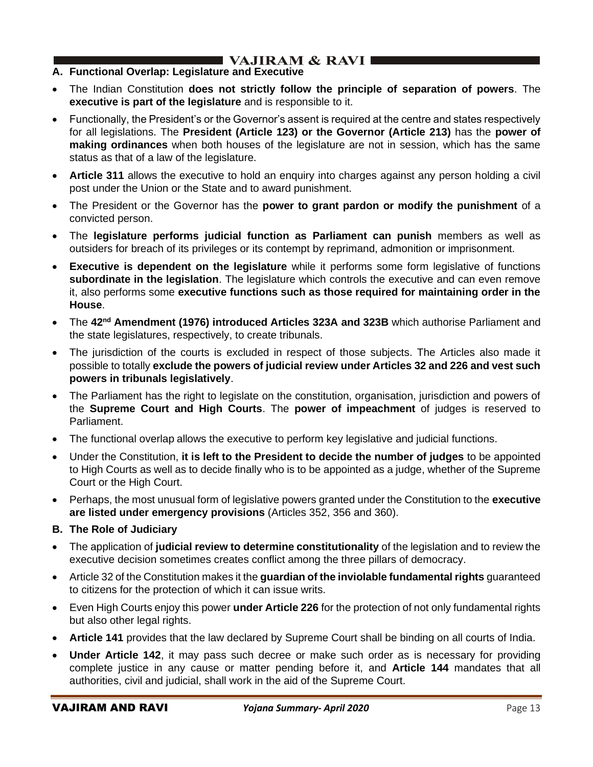**A. Functional Overlap: Legislature and Executive**

- The Indian Constitution **does not strictly follow the principle of separation of powers**. The **executive is part of the legislature** and is responsible to it.
- Functionally, the President's or the Governor's assent is required at the centre and states respectively for all legislations. The **President (Article 123) or the Governor (Article 213)** has the **power of making ordinances** when both houses of the legislature are not in session, which has the same status as that of a law of the legislature.
- **Article 311** allows the executive to hold an enquiry into charges against any person holding a civil post under the Union or the State and to award punishment.
- The President or the Governor has the **power to grant pardon or modify the punishment** of a convicted person.
- The **legislature performs judicial function as Parliament can punish** members as well as outsiders for breach of its privileges or its contempt by reprimand, admonition or imprisonment.
- **Executive is dependent on the legislature** while it performs some form legislative of functions **subordinate in the legislation**. The legislature which controls the executive and can even remove it, also performs some **executive functions such as those required for maintaining order in the House**.
- The **42nd Amendment (1976) introduced Articles 323A and 323B** which authorise Parliament and the state legislatures, respectively, to create tribunals.
- The jurisdiction of the courts is excluded in respect of those subjects. The Articles also made it possible to totally **exclude the powers of judicial review under Articles 32 and 226 and vest such powers in tribunals legislatively**.
- The Parliament has the right to legislate on the constitution, organisation, jurisdiction and powers of the **Supreme Court and High Courts**. The **power of impeachment** of judges is reserved to Parliament.
- The functional overlap allows the executive to perform key legislative and judicial functions.
- Under the Constitution, **it is left to the President to decide the number of judges** to be appointed to High Courts as well as to decide finally who is to be appointed as a judge, whether of the Supreme Court or the High Court.
- Perhaps, the most unusual form of legislative powers granted under the Constitution to the **executive are listed under emergency provisions** (Articles 352, 356 and 360).

**B. The Role of Judiciary**

- The application of **judicial review to determine constitutionality** of the legislation and to review the executive decision sometimes creates conflict among the three pillars of democracy.
- Article 32 of the Constitution makes it the **guardian of the inviolable fundamental rights** guaranteed to citizens for the protection of which it can issue writs.
- Even High Courts enjoy this power **under Article 226** for the protection of not only fundamental rights but also other legal rights.
- **Article 141** provides that the law declared by Supreme Court shall be binding on all courts of India.
- **Under Article 142**, it may pass such decree or make such order as is necessary for providing complete justice in any cause or matter pending before it, and **Article 144** mandates that all authorities, civil and judicial, shall work in the aid of the Supreme Court.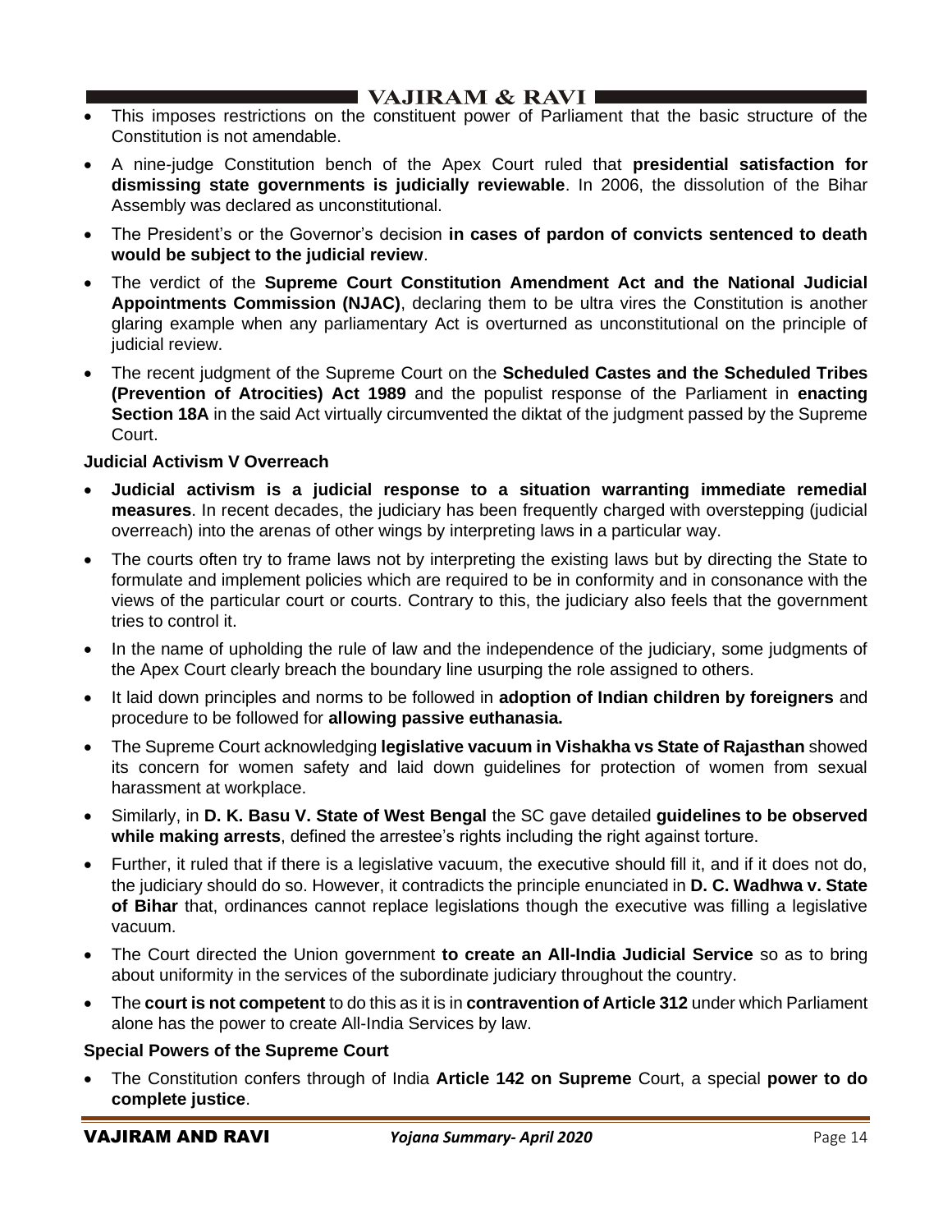- This imposes restrictions on the constituent power of Parliament that the basic structure of the Constitution is not amendable.
- A nine-judge Constitution bench of the Apex Court ruled that **presidential satisfaction for dismissing state governments is judicially reviewable**. In 2006, the dissolution of the Bihar Assembly was declared as unconstitutional.
- The President's or the Governor's decision **in cases of pardon of convicts sentenced to death would be subject to the judicial review**.
- The verdict of the **Supreme Court Constitution Amendment Act and the National Judicial Appointments Commission (NJAC)**, declaring them to be ultra vires the Constitution is another glaring example when any parliamentary Act is overturned as unconstitutional on the principle of judicial review.
- The recent judgment of the Supreme Court on the **Scheduled Castes and the Scheduled Tribes (Prevention of Atrocities) Act 1989** and the populist response of the Parliament in **enacting Section 18A** in the said Act virtually circumvented the diktat of the judgment passed by the Supreme Court.

**Judicial Activism V Overreach**

- **Judicial activism is a judicial response to a situation warranting immediate remedial measures**. In recent decades, the judiciary has been frequently charged with overstepping (judicial overreach) into the arenas of other wings by interpreting laws in a particular way.
- The courts often try to frame laws not by interpreting the existing laws but by directing the State to formulate and implement policies which are required to be in conformity and in consonance with the views of the particular court or courts. Contrary to this, the judiciary also feels that the government tries to control it.
- In the name of upholding the rule of law and the independence of the judiciary, some judgments of the Apex Court clearly breach the boundary line usurping the role assigned to others.
- It laid down principles and norms to be followed in **adoption of Indian children by foreigners** and procedure to be followed for **allowing passive euthanasia.**
- The Supreme Court acknowledging **legislative vacuum in Vishakha vs State of Rajasthan** showed its concern for women safety and laid down guidelines for protection of women from sexual harassment at workplace.
- Similarly, in **D. K. Basu V. State of West Bengal** the SC gave detailed **guidelines to be observed while making arrests**, defined the arrestee's rights including the right against torture.
- Further, it ruled that if there is a legislative vacuum, the executive should fill it, and if it does not do, the judiciary should do so. However, it contradicts the principle enunciated in **D. C. Wadhwa v. State of Bihar** that, ordinances cannot replace legislations though the executive was filling a legislative vacuum.
- The Court directed the Union government **to create an All-India Judicial Service** so as to bring about uniformity in the services of the subordinate judiciary throughout the country.
- The **court is not competent** to do this as it is in **contravention of Article 312** under which Parliament alone has the power to create All-India Services by law.

**Special Powers of the Supreme Court**

- The Constitution confers through of India **Article 142 on Supreme** Court, a special **power to do complete justice**.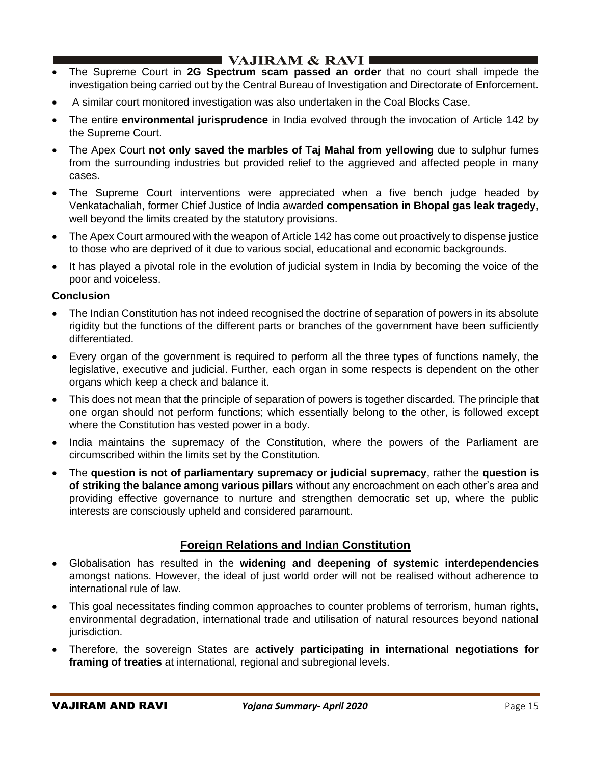- The Supreme Court in **2G Spectrum scam passed an order** that no court shall impede the investigation being carried out by the Central Bureau of Investigation and Directorate of Enforcement.
- A similar court monitored investigation was also undertaken in the Coal Blocks Case.
- The entire **environmental jurisprudence** in India evolved through the invocation of Article 142 by the Supreme Court.
- The Apex Court **not only saved the marbles of Taj Mahal from yellowing** due to sulphur fumes from the surrounding industries but provided relief to the aggrieved and affected people in many cases.
- The Supreme Court interventions were appreciated when a five bench judge headed by Venkatachaliah, former Chief Justice of India awarded **compensation in Bhopal gas leak tragedy**, well beyond the limits created by the statutory provisions.
- The Apex Court armoured with the weapon of Article 142 has come out proactively to dispense justice to those who are deprived of it due to various social, educational and economic backgrounds.
- It has played a pivotal role in the evolution of judicial system in India by becoming the voice of the poor and voiceless.

**Conclusion**

- The Indian Constitution has not indeed recognised the doctrine of separation of powers in its absolute rigidity but the functions of the different parts or branches of the government have been sufficiently differentiated.
- Every organ of the government is required to perform all the three types of functions namely, the legislative, executive and judicial. Further, each organ in some respects is dependent on the other organs which keep a check and balance it.
- This does not mean that the principle of separation of powers is together discarded. The principle that one organ should not perform functions; which essentially belong to the other, is followed except where the Constitution has vested power in a body.
- India maintains the supremacy of the Constitution, where the powers of the Parliament are circumscribed within the limits set by the Constitution.
- The **question is not of parliamentary supremacy or judicial supremacy**, rather the **question is of striking the balance among various pillars** without any encroachment on each other's area and providing effective governance to nurture and strengthen democratic set up, where the public interests are consciously upheld and considered paramount.

## Foreign Relations and Indian Constitution

- Globalisation has resulted in the **widening and deepening of systemic interdependencies** amongst nations. However, the ideal of just world order will not be realised without adherence to international rule of law.
- This goal necessitates finding common approaches to counter problems of terrorism, human rights, environmental degradation, international trade and utilisation of natural resources beyond national jurisdiction.
- Therefore, the sovereign States are **actively participating in international negotiations for framing of treaties** at international, regional and subregional levels.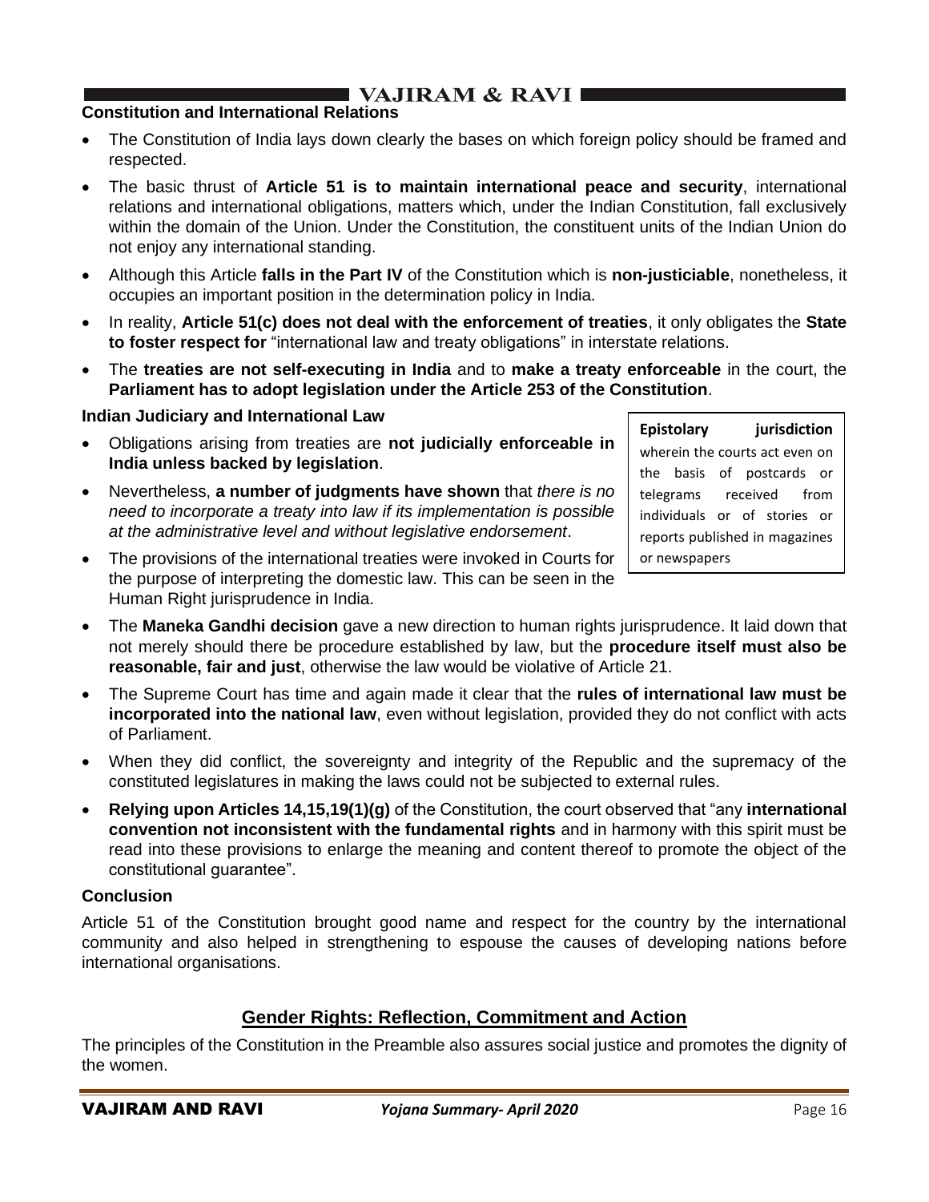### Constitution and International Relations

- The Constitution of India lays down clearly the bases on which foreign policy should be framed and respected.
- The basic thrust of **Article 51 is to maintain international peace and security**, international relations and international obligations, matters which, under the Indian Constitution, fall exclusively within the domain of the Union. Under the Constitution, the constituent units of the Indian Union do not enjoy any international standing.
- Although this Article **falls in the Part IV** of the Constitution which is **non-justiciable**, nonetheless, it occupies an important position in the determination policy in India.
- In reality, **Article 51(c) does not deal with the enforcement of treaties**, it only obligates the **State to foster respect for** "international law and treaty obligations" in interstate relations.
- The **treaties are not self-executing in India** and to **make a treaty enforceable** in the court, the **Parliament has to adopt legislation under the Article 253 of the Constitution**.

### Indian Judiciary and International Law

- Obligations arising from treaties are **not judicially enforceable in India unless backed by legislation**.
- Nevertheless, **a number of judgments have shown** that *there is no need to incorporate a treaty into law if its implementation is possible at the administrative level and without legislative endorsement*.
- The provisions of the international treaties were invoked in Courts for the purpose of interpreting the domestic law. This can be seen in the Human Right jurisprudence in India.

> **Epistolary jurisdiction** wherein the courts act even on the basis of postcards or telegrams received from individuals or of stories or reports published in magazines or newspapers

- The **Maneka Gandhi decision** gave a new direction to human rights jurisprudence. It laid down that not merely should there be procedure established by law, but the **procedure itself must also be reasonable, fair and just**, otherwise the law would be violative of Article 21.
- The Supreme Court has time and again made it clear that the **rules of international law must be incorporated into the national law**, even without legislation, provided they do not conflict with acts of Parliament.
- When they did conflict, the sovereignty and integrity of the Republic and the supremacy of the constituted legislatures in making the laws could not be subjected to external rules.
- **Relying upon Articles 14,15,19(1)(g)** of the Constitution, the court observed that "any **international convention not inconsistent with the fundamental rights** and in harmony with this spirit must be read into these provisions to enlarge the meaning and content thereof to promote the object of the constitutional guarantee".

### Conclusion

Article 51 of the Constitution brought good name and respect for the country by the international community and also helped in strengthening to espouse the causes of developing nations before international organisations.

## Gender Rights: Reflection, Commitment and Action

The principles of the Constitution in the Preamble also assures social justice and promotes the dignity of the women.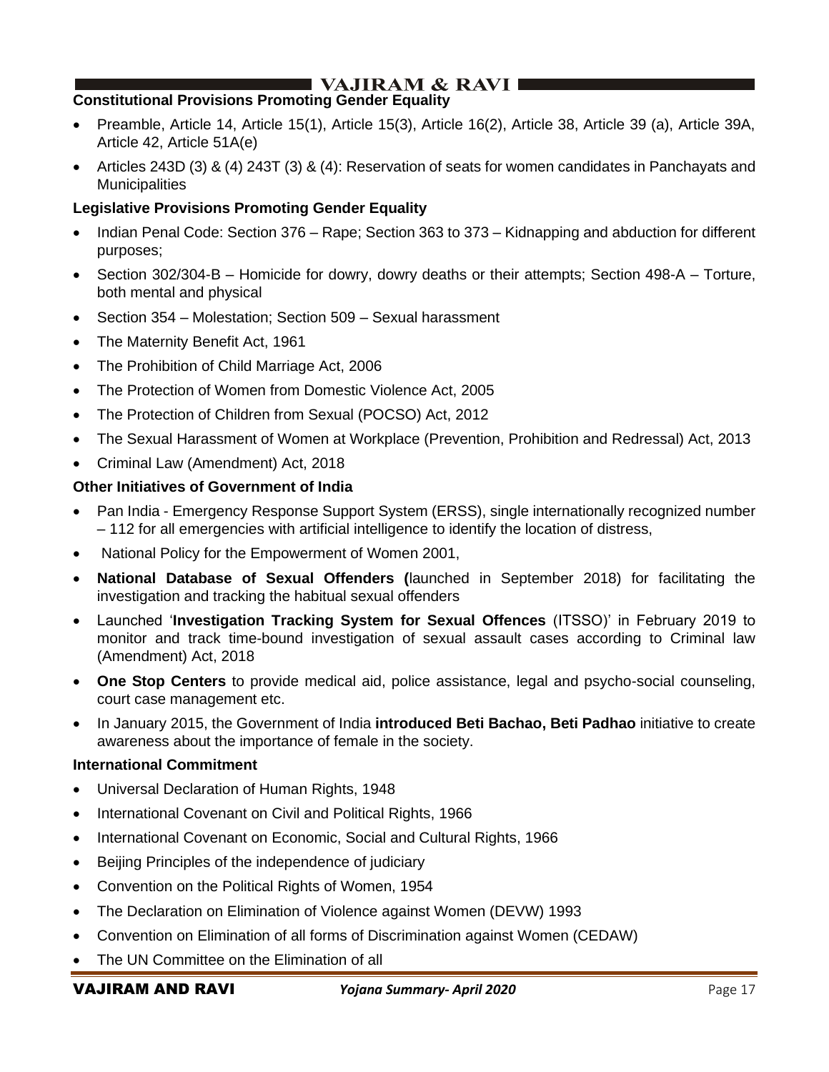**Constitutional Provisions Promoting Gender Equality**

- Preamble, Article 14, Article 15(1), Article 15(3), Article 16(2), Article 38, Article 39 (a), Article 39A, Article 42, Article 51A(e)
- Articles 243D (3) & (4) 243T (3) & (4): Reservation of seats for women candidates in Panchayats and Municipalities

**Legislative Provisions Promoting Gender Equality**

- Indian Penal Code: Section 376 – Rape; Section 363 to 373 – Kidnapping and abduction for different purposes;
- Section 302/304-B – Homicide for dowry, dowry deaths or their attempts; Section 498-A – Torture, both mental and physical
- Section 354 – Molestation; Section 509 – Sexual harassment
- The Maternity Benefit Act, 1961
- The Prohibition of Child Marriage Act, 2006
- The Protection of Women from Domestic Violence Act, 2005
- The Protection of Children from Sexual (POCSO) Act, 2012
- The Sexual Harassment of Women at Workplace (Prevention, Prohibition and Redressal) Act, 2013
- Criminal Law (Amendment) Act, 2018

**Other Initiatives of Government of India**

- Pan India - Emergency Response Support System (ERSS), single internationally recognized number – 112 for all emergencies with artificial intelligence to identify the location of distress,
- National Policy for the Empowerment of Women 2001,
- **National Database of Sexual Offenders (**launched in September 2018) for facilitating the investigation and tracking the habitual sexual offenders
- Launched '**Investigation Tracking System for Sexual Offences** (ITSSO)' in February 2019 to monitor and track time-bound investigation of sexual assault cases according to Criminal law (Amendment) Act, 2018
- **One Stop Centers** to provide medical aid, police assistance, legal and psycho-social counseling, court case management etc.
- In January 2015, the Government of India **introduced Beti Bachao, Beti Padhao** initiative to create awareness about the importance of female in the society.

**International Commitment**

- Universal Declaration of Human Rights, 1948
- International Covenant on Civil and Political Rights, 1966
- International Covenant on Economic, Social and Cultural Rights, 1966
- Beijing Principles of the independence of judiciary
- Convention on the Political Rights of Women, 1954
- The Declaration on Elimination of Violence against Women (DEVW) 1993
- Convention on Elimination of all forms of Discrimination against Women (CEDAW)
- The UN Committee on the Elimination of all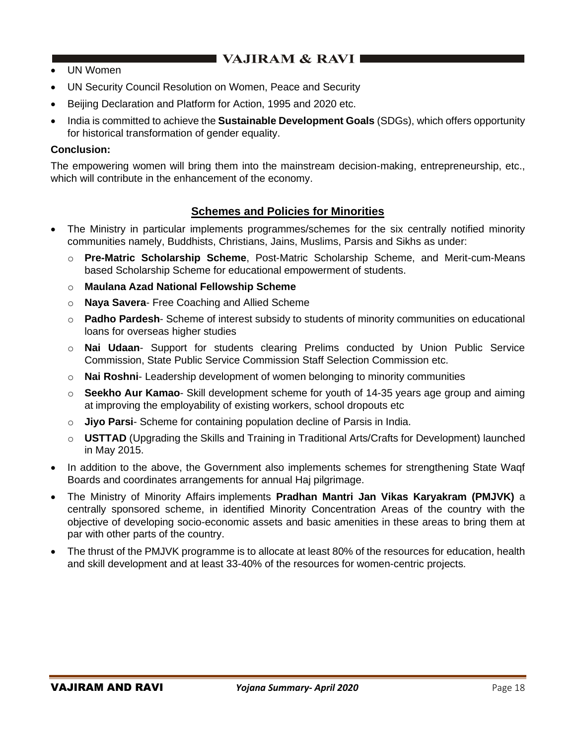- UN Women
- UN Security Council Resolution on Women, Peace and Security
- Beijing Declaration and Platform for Action, 1995 and 2020 etc.
- India is committed to achieve the **Sustainable Development Goals** (SDGs), which offers opportunity for historical transformation of gender equality.

**Conclusion:**

The empowering women will bring them into the mainstream decision-making, entrepreneurship, etc., which will contribute in the enhancement of the economy.

## Schemes and Policies for Minorities

- The Ministry in particular implements programmes/schemes for the six centrally notified minority communities namely, Buddhists, Christians, Jains, Muslims, Parsis and Sikhs as under:
  - **Pre-Matric Scholarship Scheme**, Post-Matric Scholarship Scheme, and Merit-cum-Means based Scholarship Scheme for educational empowerment of students.
  - **Maulana Azad National Fellowship Scheme**
  - **Naya Savera**- Free Coaching and Allied Scheme
  - **Padho Pardesh**- Scheme of interest subsidy to students of minority communities on educational loans for overseas higher studies
  - **Nai Udaan**- Support for students clearing Prelims conducted by Union Public Service Commission, State Public Service Commission Staff Selection Commission etc.
  - **Nai Roshni**- Leadership development of women belonging to minority communities
  - **Seekho Aur Kamao**- Skill development scheme for youth of 14-35 years age group and aiming at improving the employability of existing workers, school dropouts etc
  - **Jiyo Parsi**- Scheme for containing population decline of Parsis in India.
  - **USTTAD** (Upgrading the Skills and Training in Traditional Arts/Crafts for Development) launched in May 2015.
- In addition to the above, the Government also implements schemes for strengthening State Waqf Boards and coordinates arrangements for annual Haj pilgrimage.
- The Ministry of Minority Affairs implements **Pradhan Mantri Jan Vikas Karyakram (PMJVK)** a centrally sponsored scheme, in identified Minority Concentration Areas of the country with the objective of developing socio-economic assets and basic amenities in these areas to bring them at par with other parts of the country.
- The thrust of the PMJVK programme is to allocate at least 80% of the resources for education, health and skill development and at least 33-40% of the resources for women-centric projects.